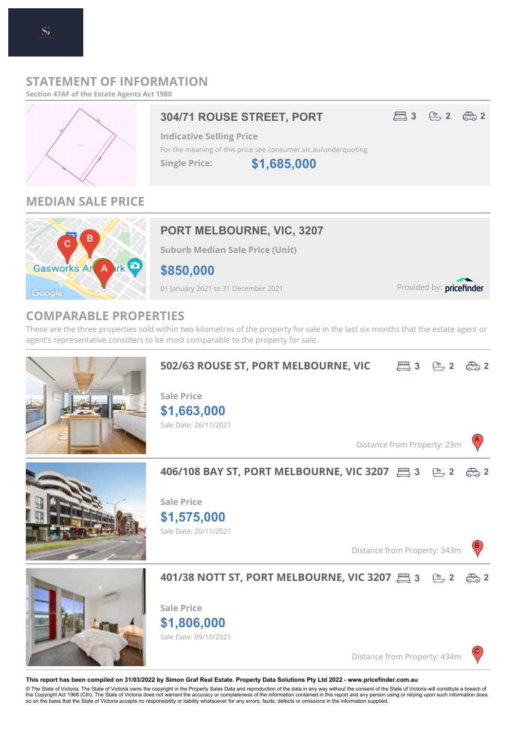# STATEMENT OF INFORMATION

Section 47AF of the Estate Agents Act 1980

## 304/71 ROUSE STREET, PORT

3 bed | 2 bath | 2 car

**Indicative Selling Price**

For the meaning of this price see consumer.vic.au/underquoting

**Single Price:** **$1,685,000**

## MEDIAN SALE PRICE

### PORT MELBOURNE, VIC, 3207

**Suburb Median Sale Price (Unit)**

**$850,000**

01 January 2021 to 31 December 2021

Provided by: pricefinder

## COMPARABLE PROPERTIES

These are the three properties sold within two kilometres of the property for sale in the last six months that the estate agent or agent's representative considers to be most comparable to the property for sale.

### 502/63 ROUSE ST, PORT MELBOURNE, VIC

3 bed | 2 bath | 2 car

**Sale Price**

**$1,663,000**

Sale Date: 26/11/2021

Distance from Property: 23m (A)

### 406/108 BAY ST, PORT MELBOURNE, VIC 3207

3 bed | 2 bath | 2 car

**Sale Price**

**$1,575,000**

Sale Date: 20/11/2021

Distance from Property: 343m (B)

### 401/38 NOTT ST, PORT MELBOURNE, VIC 3207

3 bed | 2 bath | 2 car

**Sale Price**

**$1,806,000**

Sale Date: 09/10/2021

Distance from Property: 434m (C)

**This report has been compiled on 31/03/2022 by Simon Graf Real Estate. Property Data Solutions Pty Ltd 2022 - www.pricefinder.com.au**

© The State of Victoria. The State of Victoria owns the copyright in the Property Sales Data and reproduction of the data in any way without the consent of the State of Victoria will constitute a breach of the Copyright Act 1968 (Cth). The State of Victoria does not warrant the accuracy or completeness of the information contained in this report and any person using or relying upon such information does so on the basis that the State of Victoria accepts no responsibility or liability whatsoever for any errors, faults, defects or omissions in the information supplied.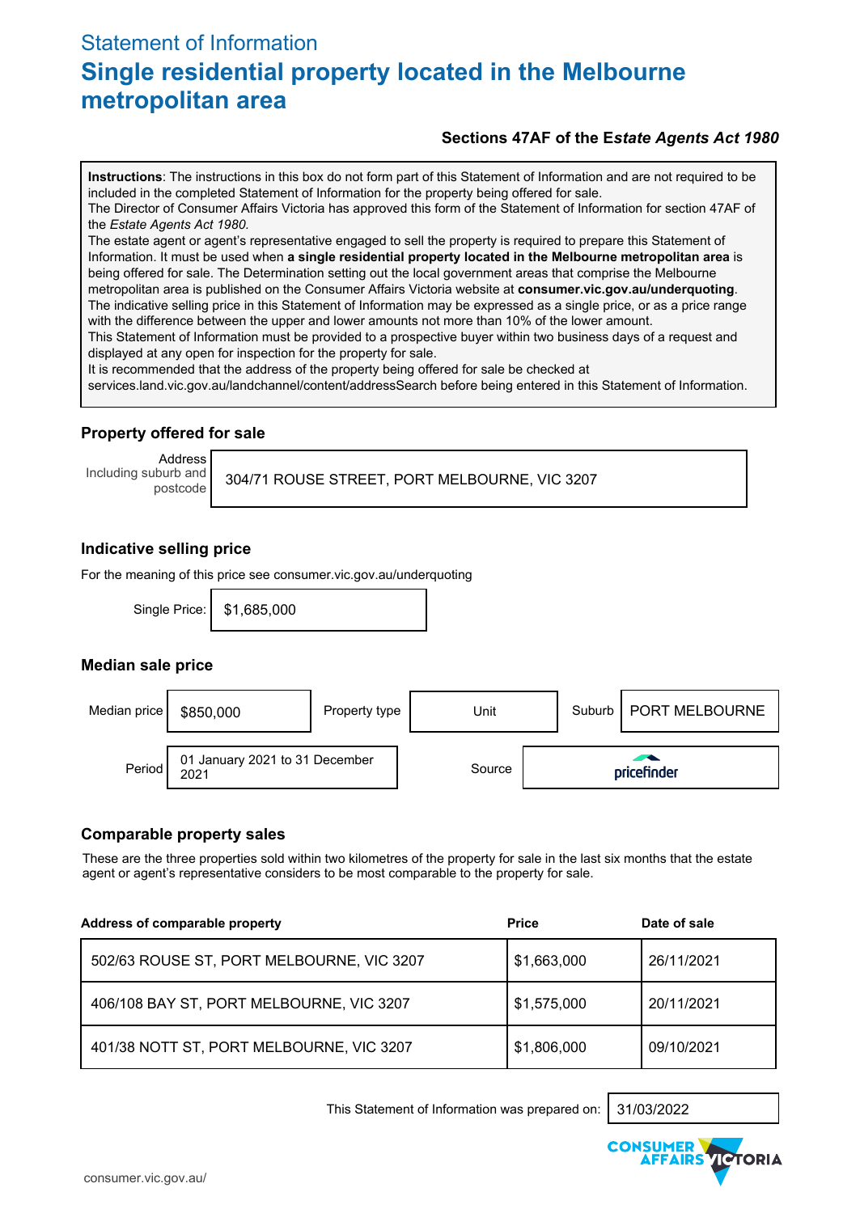Statement of Information

# Single residential property located in the Melbourne metropolitan area

**Sections 47AF of the *Estate Agents Act 1980***

**Instructions**: The instructions in this box do not form part of this Statement of Information and are not required to be included in the completed Statement of Information for the property being offered for sale.
The Director of Consumer Affairs Victoria has approved this form of the Statement of Information for section 47AF of the *Estate Agents Act 1980.*
The estate agent or agent's representative engaged to sell the property is required to prepare this Statement of Information. It must be used when **a single residential property located in the Melbourne metropolitan area** is being offered for sale. The Determination setting out the local government areas that comprise the Melbourne metropolitan area is published on the Consumer Affairs Victoria website at **consumer.vic.gov.au/underquoting**.
The indicative selling price in this Statement of Information may be expressed as a single price, or as a price range with the difference between the upper and lower amounts not more than 10% of the lower amount.
This Statement of Information must be provided to a prospective buyer within two business days of a request and displayed at any open for inspection for the property for sale.
It is recommended that the address of the property being offered for sale be checked at services.land.vic.gov.au/landchannel/content/addressSearch before being entered in this Statement of Information.

## Property offered for sale

| | |
|---|---|
| Address Including suburb and postcode | 304/71 ROUSE STREET, PORT MELBOURNE, VIC 3207 |

## Indicative selling price

For the meaning of this price see consumer.vic.gov.au/underquoting

| | |
|---|---|
| Single Price: | $1,685,000 |

## Median sale price

| | | | | | |
|---|---|---|---|---|---|
| Median price | $850,000 | Property type | Unit | Suburb | PORT MELBOURNE |
| Period | 01 January 2021 to 31 December 2021 | Source | pricefinder | | |

## Comparable property sales

These are the three properties sold within two kilometres of the property for sale in the last six months that the estate agent or agent's representative considers to be most comparable to the property for sale.

| Address of comparable property | Price | Date of sale |
|---|---|---|
| 502/63 ROUSE ST, PORT MELBOURNE, VIC 3207 | $1,663,000 | 26/11/2021 |
| 406/108 BAY ST, PORT MELBOURNE, VIC 3207 | $1,575,000 | 20/11/2021 |
| 401/38 NOTT ST, PORT MELBOURNE, VIC 3207 | $1,806,000 | 09/10/2021 |

This Statement of Information was prepared on: 31/03/2022